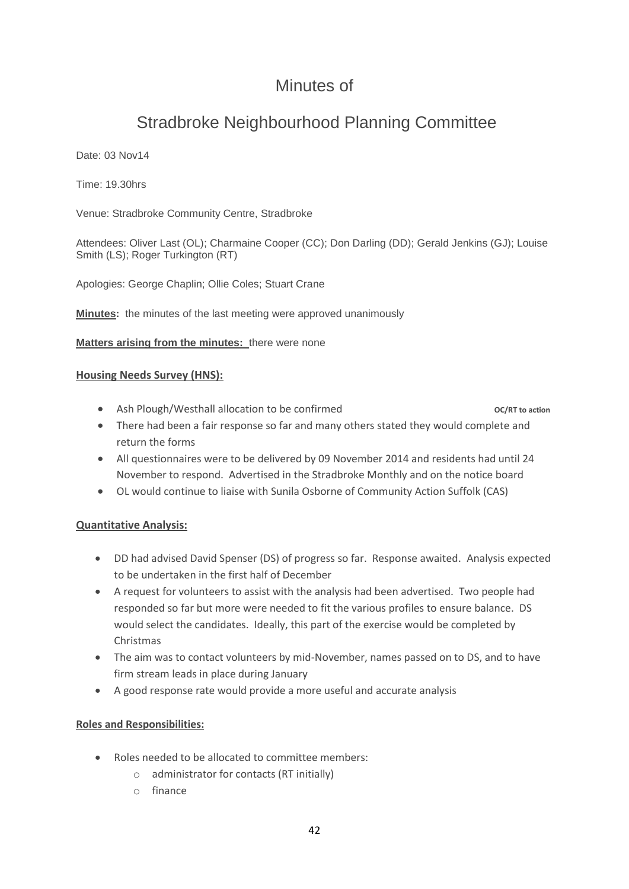# Minutes of

# Stradbroke Neighbourhood Planning Committee

Date: 03 Nov14

Time: 19.30hrs

Venue: Stradbroke Community Centre, Stradbroke

Attendees: Oliver Last (OL); Charmaine Cooper (CC); Don Darling (DD); Gerald Jenkins (GJ); Louise Smith (LS); Roger Turkington (RT)

Apologies: George Chaplin; Ollie Coles; Stuart Crane

**Minutes:** the minutes of the last meeting were approved unanimously

**Matters arising from the minutes:** there were none

**Housing Needs Survey (HNS):**

- Ash Plough/Westhall allocation to be confirmed **OC/RT to action**
- There had been a fair response so far and many others stated they would complete and return the forms
- All questionnaires were to be delivered by 09 November 2014 and residents had until 24 November to respond. Advertised in the Stradbroke Monthly and on the notice board
- OL would continue to liaise with Sunila Osborne of Community Action Suffolk (CAS)

**Quantitative Analysis:**

- DD had advised David Spenser (DS) of progress so far. Response awaited. Analysis expected to be undertaken in the first half of December
- A request for volunteers to assist with the analysis had been advertised. Two people had responded so far but more were needed to fit the various profiles to ensure balance. DS would select the candidates. Ideally, this part of the exercise would be completed by Christmas
- The aim was to contact volunteers by mid-November, names passed on to DS, and to have firm stream leads in place during January
- A good response rate would provide a more useful and accurate analysis

**Roles and Responsibilities:**

- Roles needed to be allocated to committee members:
  - administrator for contacts (RT initially)
  - finance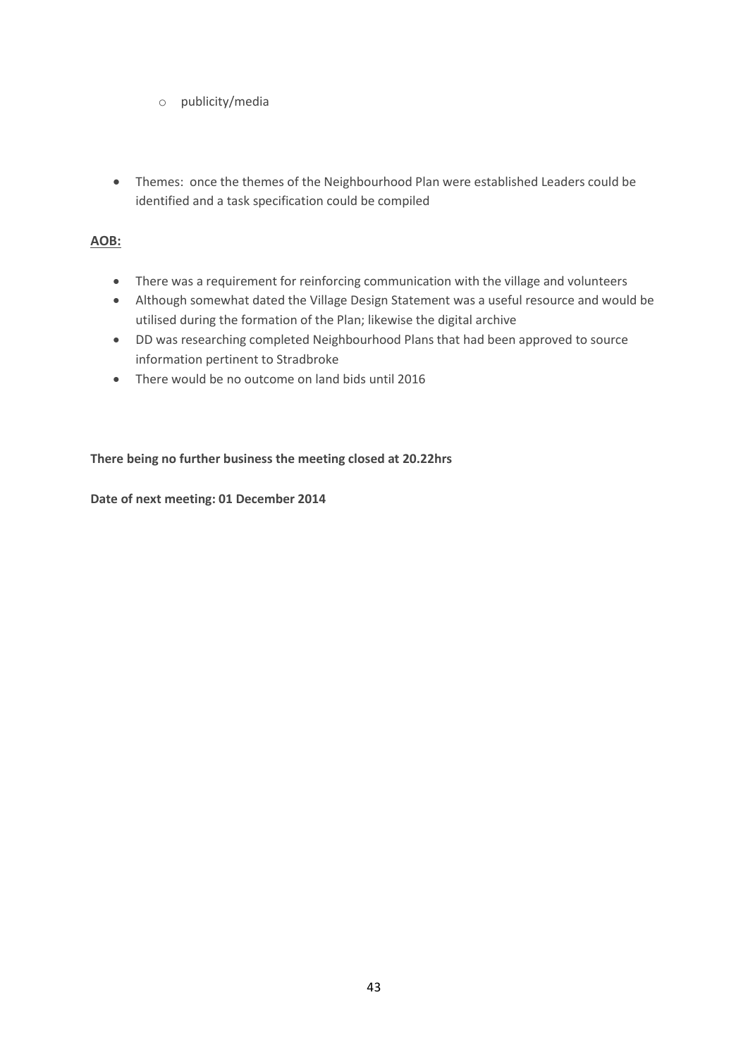- publicity/media

- Themes: once the themes of the Neighbourhood Plan were established Leaders could be identified and a task specification could be compiled

**<u>AOB:</u>**

- There was a requirement for reinforcing communication with the village and volunteers
- Although somewhat dated the Village Design Statement was a useful resource and would be utilised during the formation of the Plan; likewise the digital archive
- DD was researching completed Neighbourhood Plans that had been approved to source information pertinent to Stradbroke
- There would be no outcome on land bids until 2016

**There being no further business the meeting closed at 20.22hrs**

**Date of next meeting: 01 December 2014**